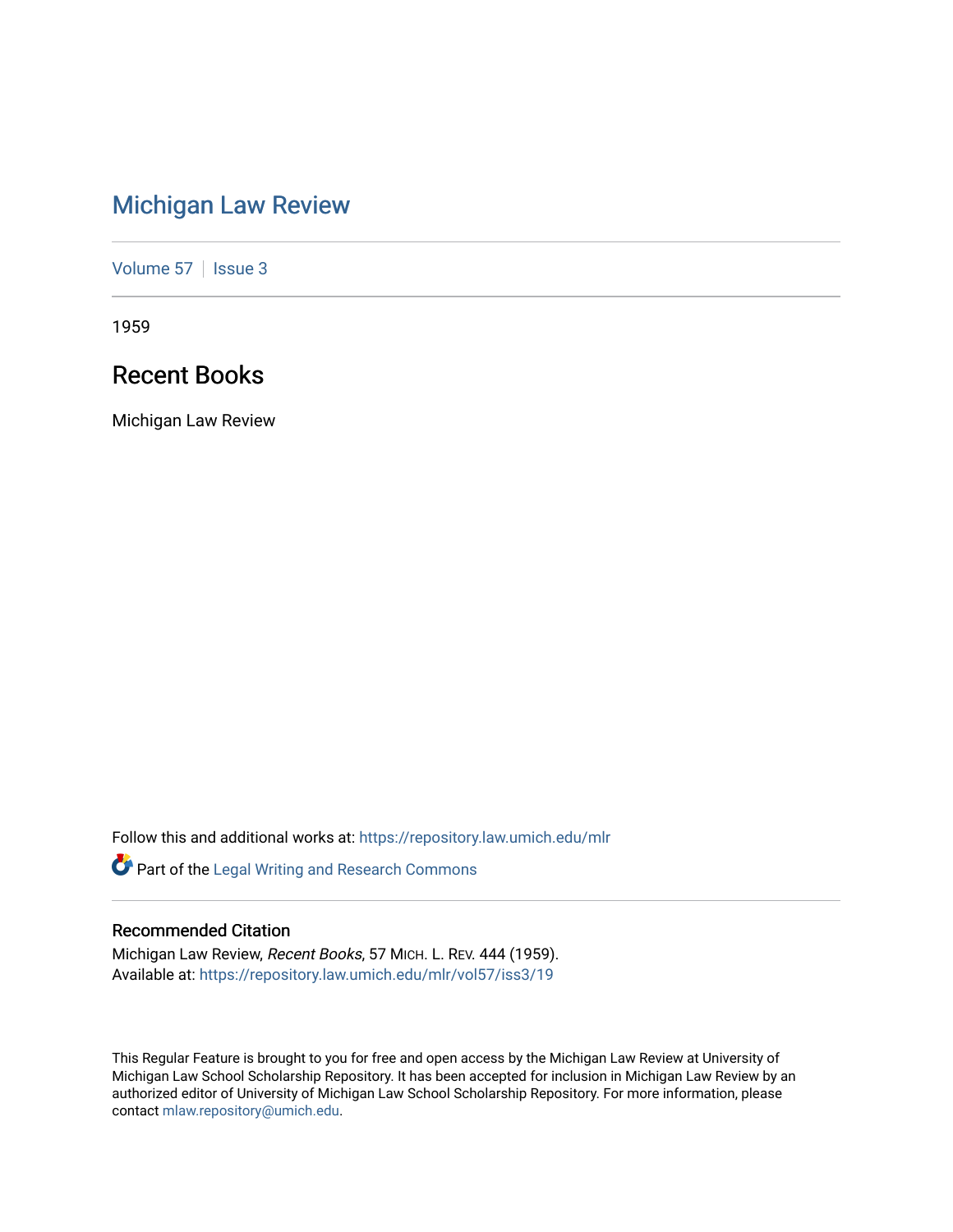# Michigan Law Review

Volume 57 | Issue 3

1959

## Recent Books

Michigan Law Review

Follow this and additional works at: https://repository.law.umich.edu/mlr

Part of the Legal Writing and Research Commons

### Recommended Citation

Michigan Law Review, *Recent Books*, 57 MICH. L. REV. 444 (1959).
Available at: https://repository.law.umich.edu/mlr/vol57/iss3/19

This Regular Feature is brought to you for free and open access by the Michigan Law Review at University of Michigan Law School Scholarship Repository. It has been accepted for inclusion in Michigan Law Review by an authorized editor of University of Michigan Law School Scholarship Repository. For more information, please contact mlaw.repository@umich.edu.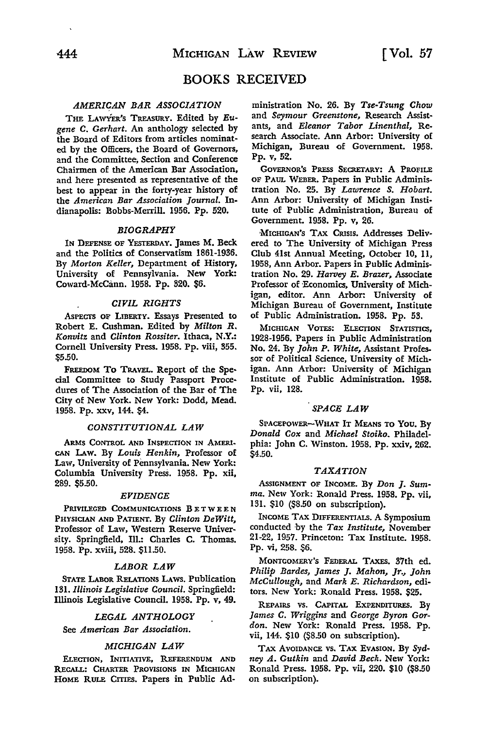# BOOKS RECEIVED

### *AMERICAN BAR ASSOCIATION*

THE LAWYER'S TREASURY. Edited by *Eugene C. Gerhart*. An anthology selected by the Board of Editors from articles nominated by the Officers, the Board of Governors, and the Committee, Section and Conference Chairmen of the American Bar Association, and here presented as representative of the best to appear in the forty-year history of the *American Bar Association Journal*. Indianapolis: Bobbs-Merrill. 1956. Pp. 520.

### *BIOGRAPHY*

IN DEFENSE OF YESTERDAY. James M. Beck and the Politics of Conservatism 1861-1936. By *Morton Keller*, Department of History, University of Pennsylvania. New York: Coward-McCann. 1958. Pp. 320. $6.

### *CIVIL RIGHTS*

ASPECTS OF LIBERTY. Essays Presented to Robert E. Cushman. Edited by *Milton R. Konvitz* and *Clinton Rossiter*. Ithaca, N.Y.: Cornell University Press. 1958. Pp. viii, 355. $5.50.

FREEDOM TO TRAVEL. Report of the Special Committee to Study Passport Procedures of The Association of the Bar of The City of New York. New York: Dodd, Mead. 1958. Pp. xxv, 144. $4.

### *CONSTITUTIONAL LAW*

ARMS CONTROL AND INSPECTION IN AMERICAN LAW. By *Louis Henkin*, Professor of Law, University of Pennsylvania. New York: Columbia University Press. 1958. Pp. xii, 289. $5.50.

### *EVIDENCE*

PRIVILEGED COMMUNICATIONS BETWEEN PHYSICIAN AND PATIENT. By *Clinton DeWitt*, Professor of Law, Western Reserve University. Springfield, Ill.: Charles C. Thomas. 1958. Pp. xviii, 528. $11.50.

### *LABOR LAW*

STATE LABOR RELATIONS LAWS. Publication 131. *Illinois Legislative Council*. Springfield: Illinois Legislative Council. 1958. Pp. v, 49.

### *LEGAL ANTHOLOGY*

See *American Bar Association*.

### *MICHIGAN LAW*

ELECTION, INITIATIVE, REFERENDUM AND RECALL: CHARTER PROVISIONS IN MICHIGAN HOME RULE CITIES. Papers in Public Administration No. 26. By *Tse-Tsung Chow* and *Seymour Greenstone*, Research Assistants, and *Eleanor Tabor Linenthal*, Research Associate. Ann Arbor: University of Michigan, Bureau of Government. 1958. Pp. v, 52.

GOVERNOR'S PRESS SECRETARY: A PROFILE OF PAUL WEBER. Papers in Public Administration No. 25. By *Lawrence S. Hobart*. Ann Arbor: University of Michigan Institute of Public Administration, Bureau of Government. 1958. Pp. v, 26.

MICHIGAN'S TAX CRISIS. Addresses Delivered to The University of Michigan Press Club 41st Annual Meeting, October 10, 11, 1958, Ann Arbor. Papers in Public Administration No. 29. *Harvey E. Brazer*, Associate Professor of Economics, University of Michigan, editor. Ann Arbor: University of Michigan Bureau of Government, Institute of Public Administration. 1958. Pp. 53.

MICHIGAN VOTES: ELECTION STATISTICS, 1928-1956. Papers in Public Administration No. 24. By *John P. White*, Assistant Professor of Political Science, University of Michigan. Ann Arbor: University of Michigan Institute of Public Administration. 1958. Pp. vii, 128.

### *SPACE LAW*

SPACEPOWER—WHAT IT MEANS TO YOU. By *Donald Cox* and *Michael Stoiko*. Philadelphia: John C. Winston. 1958. Pp. xxiv, 262. $4.50.

### *TAXATION*

ASSIGNMENT OF INCOME. By *Don J. Summa*. New York: Ronald Press. 1958. Pp. vii, 131. $10 ($8.50 on subscription).

INCOME TAX DIFFERENTIALS. A Symposium conducted by the *Tax Institute*, November 21-22, 1957. Princeton: Tax Institute. 1958. Pp. vi, 258. $6.

MONTGOMERY'S FEDERAL TAXES. 37th ed. *Philip Bardes, James J. Mahon, Jr., John McCullough*, and *Mark E. Richardson*, editors. New York: Ronald Press. 1958. $25.

REPAIRS VS. CAPITAL EXPENDITURES. By *James C. Wriggins* and *George Byron Gordon*. New York: Ronald Press. 1958. Pp. vii, 144. $10 ($8.50 on subscription).

TAX AVOIDANCE VS. TAX EVASION. By *Sydney A. Gutkin* and *David Beck*. New York: Ronald Press. 1958. Pp. vii, 220. $10 ($8.50 on subscription).